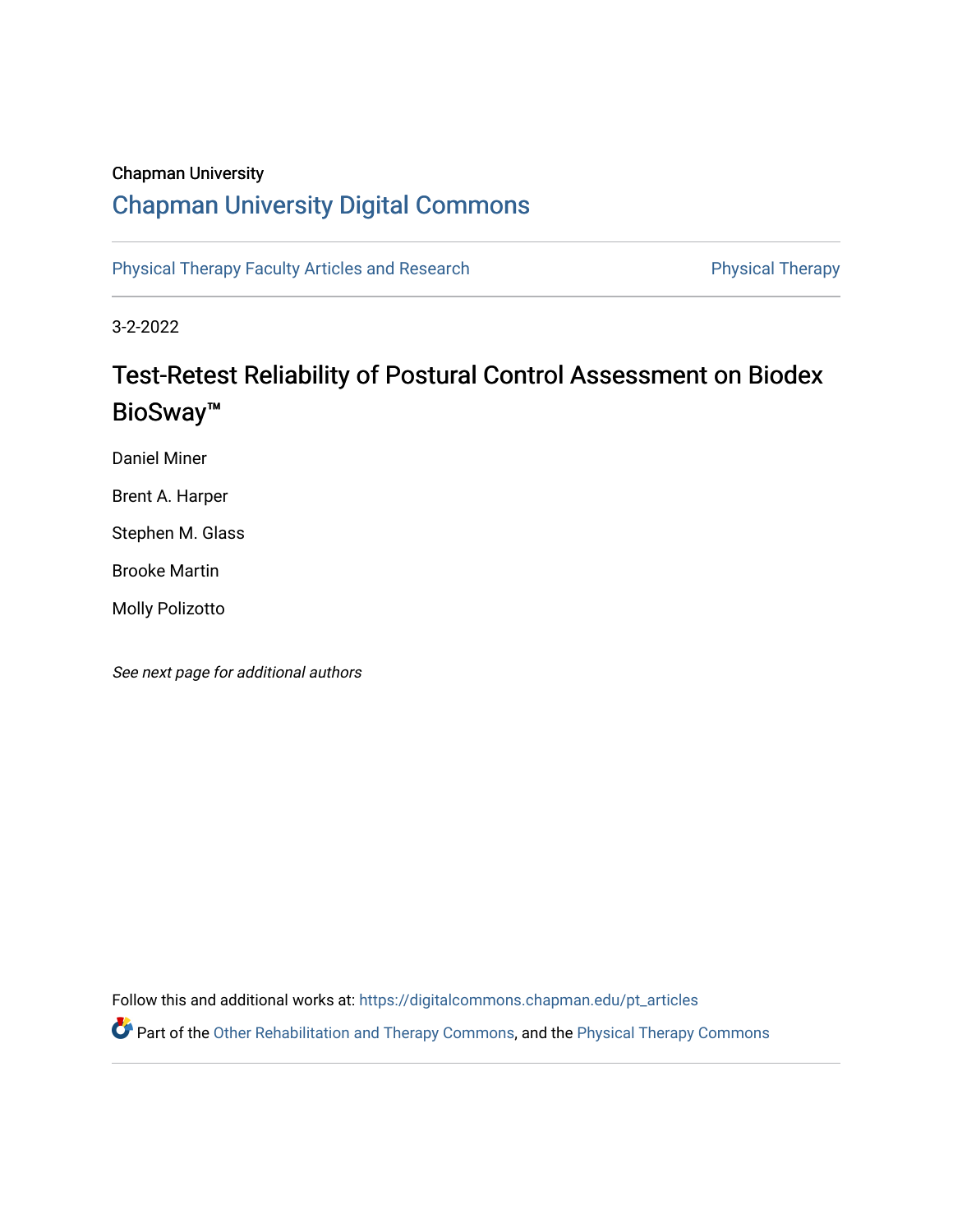Chapman University

# Chapman University Digital Commons

Physical Therapy Faculty Articles and Research | Physical Therapy

3-2-2022

# Test-Retest Reliability of Postural Control Assessment on Biodex BioSway™

Daniel Miner

Brent A. Harper

Stephen M. Glass

Brooke Martin

Molly Polizotto

*See next page for additional authors*

Follow this and additional works at: https://digitalcommons.chapman.edu/pt_articles

Part of the Other Rehabilitation and Therapy Commons, and the Physical Therapy Commons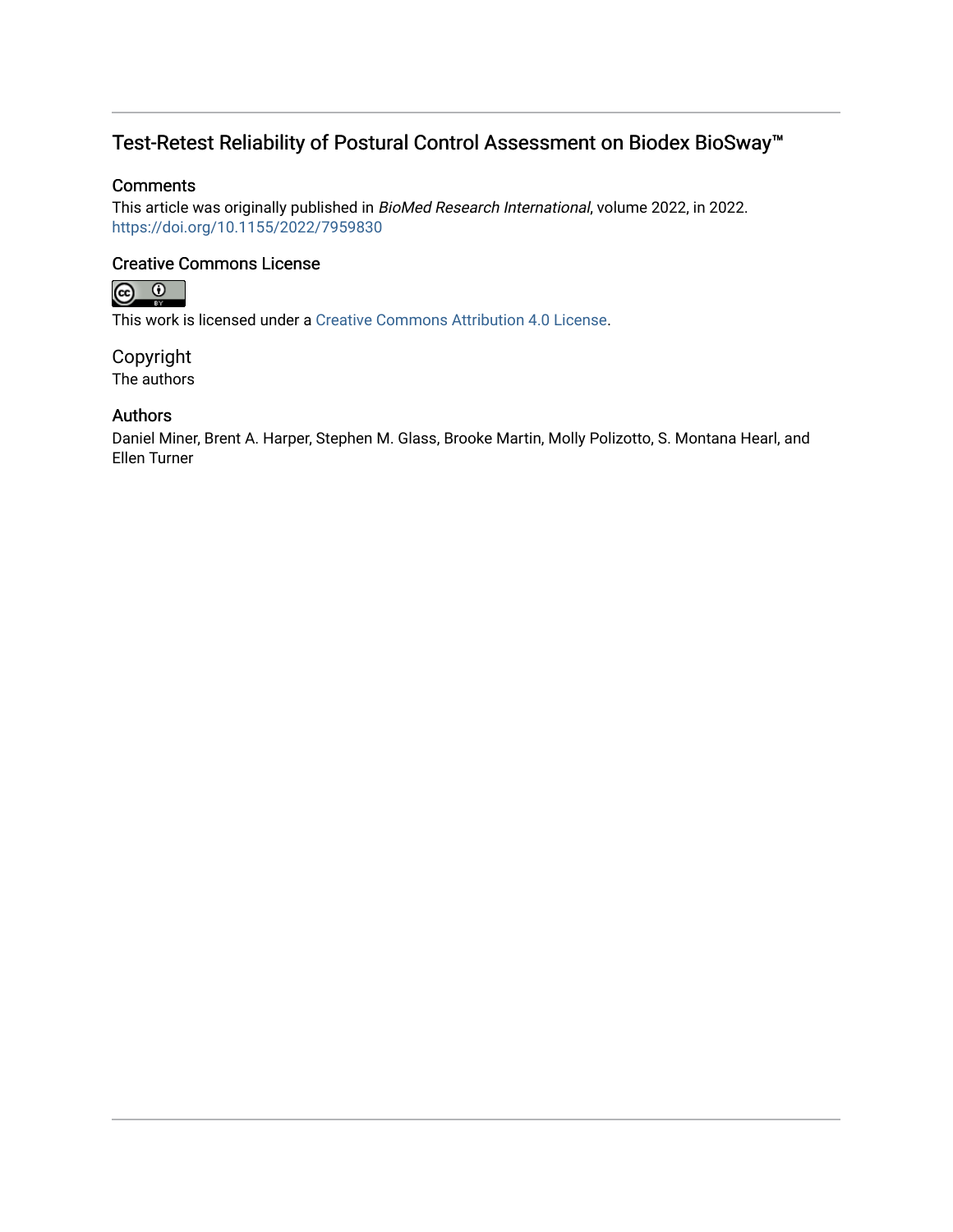# Test-Retest Reliability of Postural Control Assessment on Biodex BioSway™

## Comments

This article was originally published in *BioMed Research International*, volume 2022, in 2022. https://doi.org/10.1155/2022/7959830

## Creative Commons License

This work is licensed under a Creative Commons Attribution 4.0 License.

## Copyright

The authors

## Authors

Daniel Miner, Brent A. Harper, Stephen M. Glass, Brooke Martin, Molly Polizotto, S. Montana Hearl, and Ellen Turner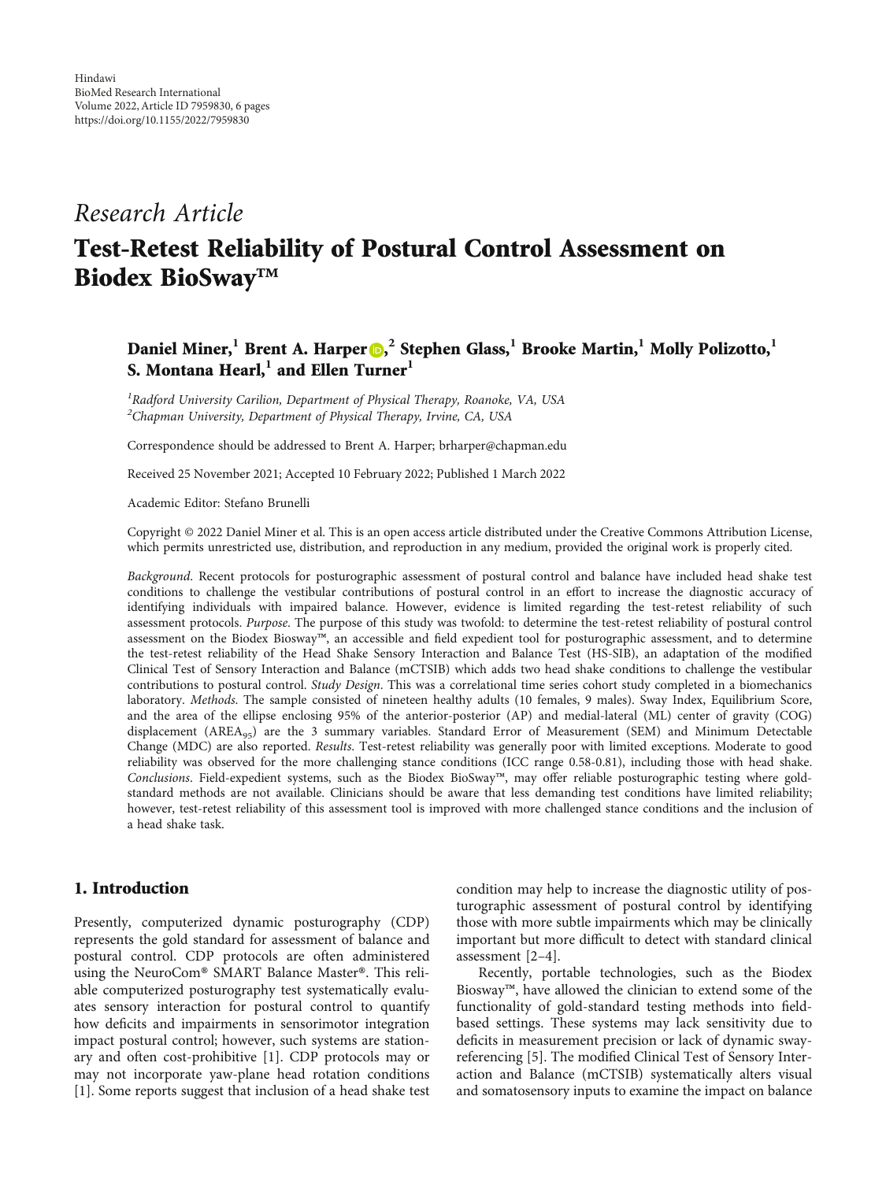Hindawi
BioMed Research International
Volume 2022, Article ID 7959830, 6 pages
https://doi.org/10.1155/2022/7959830

## *Research Article*

# Test-Retest Reliability of Postural Control Assessment on Biodex BioSway™

**Daniel Miner,[1] Brent A. Harper,[2] Stephen Glass,[1] Brooke Martin,[1] Molly Polizotto,[1] S. Montana Hearl,[1] and Ellen Turner[1]**

[1] *Radford University Carilion, Department of Physical Therapy, Roanoke, VA, USA*
[2] *Chapman University, Department of Physical Therapy, Irvine, CA, USA*

Correspondence should be addressed to Brent A. Harper; brharper@chapman.edu

Received 25 November 2021; Accepted 10 February 2022; Published 1 March 2022

Academic Editor: Stefano Brunelli

Copyright © 2022 Daniel Miner et al. This is an open access article distributed under the Creative Commons Attribution License, which permits unrestricted use, distribution, and reproduction in any medium, provided the original work is properly cited.

*Background*. Recent protocols for posturographic assessment of postural control and balance have included head shake test conditions to challenge the vestibular contributions of postural control in an effort to increase the diagnostic accuracy of identifying individuals with impaired balance. However, evidence is limited regarding the test-retest reliability of such assessment protocols. *Purpose*. The purpose of this study was twofold: to determine the test-retest reliability of postural control assessment on the Biodex Biosway™, an accessible and field expedient tool for posturographic assessment, and to determine the test-retest reliability of the Head Shake Sensory Interaction and Balance Test (HS-SIB), an adaptation of the modified Clinical Test of Sensory Interaction and Balance (mCTSIB) which adds two head shake conditions to challenge the vestibular contributions to postural control. *Study Design*. This was a correlational time series cohort study completed in a biomechanics laboratory. *Methods*. The sample consisted of nineteen healthy adults (10 females, 9 males). Sway Index, Equilibrium Score, and the area of the ellipse enclosing 95% of the anterior-posterior (AP) and medial-lateral (ML) center of gravity (COG) displacement ($AREA_{95}$) are the 3 summary variables. Standard Error of Measurement (SEM) and Minimum Detectable Change (MDC) are also reported. *Results*. Test-retest reliability was generally poor with limited exceptions. Moderate to good reliability was observed for the more challenging stance conditions (ICC range 0.58-0.81), including those with head shake. *Conclusions*. Field-expedient systems, such as the Biodex BioSway™, may offer reliable posturographic testing where gold-standard methods are not available. Clinicians should be aware that less demanding test conditions have limited reliability; however, test-retest reliability of this assessment tool is improved with more challenged stance conditions and the inclusion of a head shake task.

## 1. Introduction

Presently, computerized dynamic posturography (CDP) represents the gold standard for assessment of balance and postural control. CDP protocols are often administered using the NeuroCom® SMART Balance Master®. This reliable computerized posturography test systematically evaluates sensory interaction for postural control to quantify how deficits and impairments in sensorimotor integration impact postural control; however, such systems are stationary and often cost-prohibitive [1]. CDP protocols may or may not incorporate yaw-plane head rotation conditions [1]. Some reports suggest that inclusion of a head shake test condition may help to increase the diagnostic utility of posturographic assessment of postural control by identifying those with more subtle impairments which may be clinically important but more difficult to detect with standard clinical assessment [2–4].

Recently, portable technologies, such as the Biodex Biosway™, have allowed the clinician to extend some of the functionality of gold-standard testing methods into field-based settings. These systems may lack sensitivity due to deficits in measurement precision or lack of dynamic sway-referencing [5]. The modified Clinical Test of Sensory Interaction and Balance (mCTSIB) systematically alters visual and somatosensory inputs to examine the impact on balance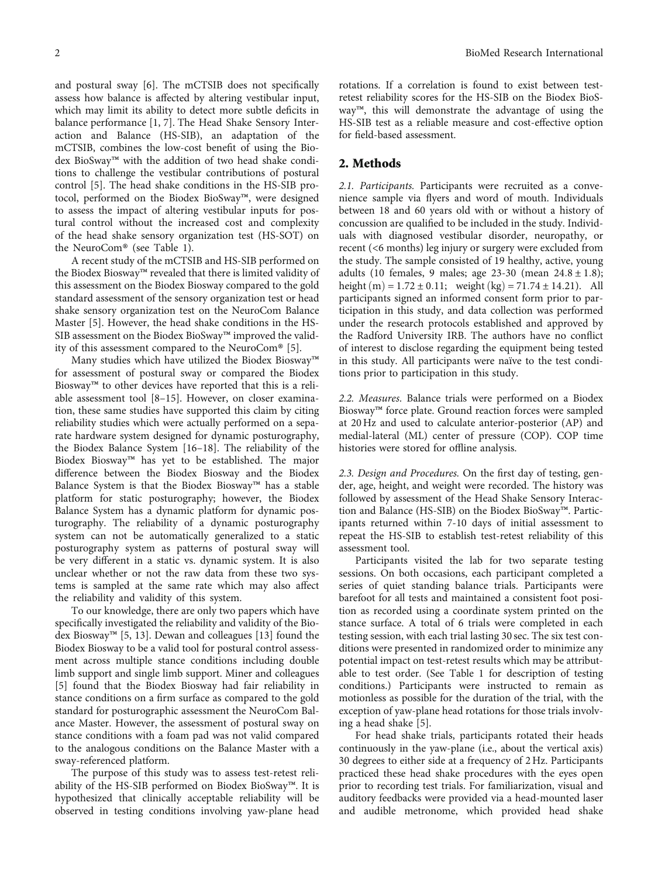and postural sway [6]. The mCTSIB does not specifically assess how balance is affected by altering vestibular input, which may limit its ability to detect more subtle deficits in balance performance [1, 7]. The Head Shake Sensory Interaction and Balance (HS-SIB), an adaptation of the mCTSIB, combines the low-cost benefit of using the Biodex BioSway™ with the addition of two head shake conditions to challenge the vestibular contributions of postural control [5]. The head shake conditions in the HS-SIB protocol, performed on the Biodex BioSway™, were designed to assess the impact of altering vestibular inputs for postural control without the increased cost and complexity of the head shake sensory organization test (HS-SOT) on the NeuroCom® (see Table 1).

A recent study of the mCTSIB and HS-SIB performed on the Biodex Biosway™ revealed that there is limited validity of this assessment on the Biodex Biosway compared to the gold standard assessment of the sensory organization test or head shake sensory organization test on the NeuroCom Balance Master [5]. However, the head shake conditions in the HS-SIB assessment on the Biodex BioSway™ improved the validity of this assessment compared to the NeuroCom® [5].

Many studies which have utilized the Biodex Biosway™ for assessment of postural sway or compared the Biodex Biosway™ to other devices have reported that this is a reliable assessment tool [8–15]. However, on closer examination, these same studies have supported this claim by citing reliability studies which were actually performed on a separate hardware system designed for dynamic posturography, the Biodex Balance System [16–18]. The reliability of the Biodex Biosway™ has yet to be established. The major difference between the Biodex Biosway and the Biodex Balance System is that the Biodex Biosway™ has a stable platform for static posturography; however, the Biodex Balance System has a dynamic platform for dynamic posturography. The reliability of a dynamic posturography system can not be automatically generalized to a static posturography system as patterns of postural sway will be very different in a static vs. dynamic system. It is also unclear whether or not the raw data from these two systems is sampled at the same rate which may also affect the reliability and validity of this system.

To our knowledge, there are only two papers which have specifically investigated the reliability and validity of the Biodex Biosway™ [5, 13]. Dewan and colleagues [13] found the Biodex Biosway to be a valid tool for postural control assessment across multiple stance conditions including double limb support and single limb support. Miner and colleagues [5] found that the Biodex Biosway had fair reliability in stance conditions on a firm surface as compared to the gold standard for posturographic assessment the NeuroCom Balance Master. However, the assessment of postural sway on stance conditions with a foam pad was not valid compared to the analogous conditions on the Balance Master with a sway-referenced platform.

The purpose of this study was to assess test-retest reliability of the HS-SIB performed on Biodex BioSway™. It is hypothesized that clinically acceptable reliability will be observed in testing conditions involving yaw-plane head rotations. If a correlation is found to exist between test-retest reliability scores for the HS-SIB on the Biodex BioSway™, this will demonstrate the advantage of using the HS-SIB test as a reliable measure and cost-effective option for field-based assessment.

## 2. Methods

*2.1. Participants.* Participants were recruited as a convenience sample via flyers and word of mouth. Individuals between 18 and 60 years old with or without a history of concussion are qualified to be included in the study. Individuals with diagnosed vestibular disorder, neuropathy, or recent (<6 months) leg injury or surgery were excluded from the study. The sample consisted of 19 healthy, active, young adults (10 females, 9 males; age 23-30 (mean $24.8 \pm 1.8$); height (m) $= 1.72 \pm 0.11$; weight (kg) $= 71.74 \pm 14.21$). All participants signed an informed consent form prior to participation in this study, and data collection was performed under the research protocols established and approved by the Radford University IRB. The authors have no conflict of interest to disclose regarding the equipment being tested in this study. All participants were naïve to the test conditions prior to participation in this study.

*2.2. Measures.* Balance trials were performed on a Biodex Biosway™ force plate. Ground reaction forces were sampled at 20 Hz and used to calculate anterior-posterior (AP) and medial-lateral (ML) center of pressure (COP). COP time histories were stored for offline analysis.

*2.3. Design and Procedures.* On the first day of testing, gender, age, height, and weight were recorded. The history was followed by assessment of the Head Shake Sensory Interaction and Balance (HS-SIB) on the Biodex BioSway™. Participants returned within 7-10 days of initial assessment to repeat the HS-SIB to establish test-retest reliability of this assessment tool.

Participants visited the lab for two separate testing sessions. On both occasions, each participant completed a series of quiet standing balance trials. Participants were barefoot for all tests and maintained a consistent foot position as recorded using a coordinate system printed on the stance surface. A total of 6 trials were completed in each testing session, with each trial lasting 30 sec. The six test conditions were presented in randomized order to minimize any potential impact on test-retest results which may be attributable to test order. (See Table 1 for description of testing conditions.) Participants were instructed to remain as motionless as possible for the duration of the trial, with the exception of yaw-plane head rotations for those trials involving a head shake [5].

For head shake trials, participants rotated their heads continuously in the yaw-plane (i.e., about the vertical axis) 30 degrees to either side at a frequency of 2 Hz. Participants practiced these head shake procedures with the eyes open prior to recording test trials. For familiarization, visual and auditory feedbacks were provided via a head-mounted laser and audible metronome, which provided head shake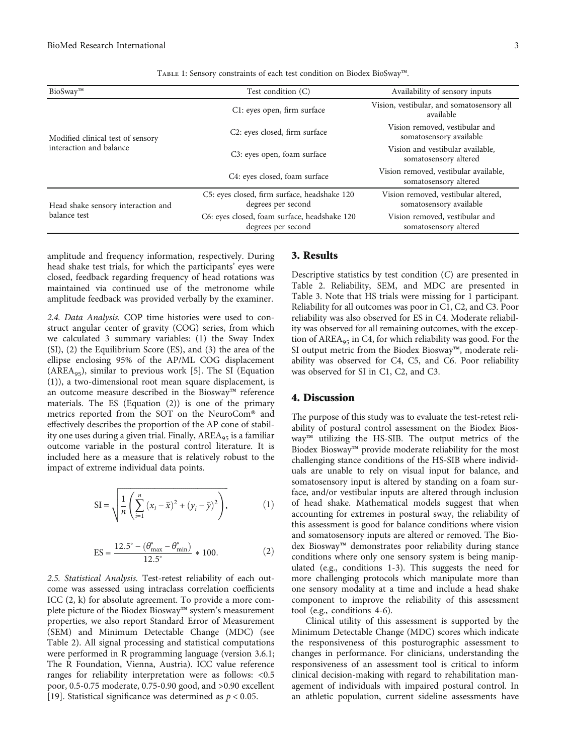Table 1: Sensory constraints of each test condition on Biodex BioSway™.

| BioSway™ | Test condition (C) | Availability of sensory inputs |
|---|---|---|
| Modified clinical test of sensory interaction and balance | C1: eyes open, firm surface | Vision, vestibular, and somatosensory all available |
| | C2: eyes closed, firm surface | Vision removed, vestibular and somatosensory available |
| | C3: eyes open, foam surface | Vision and vestibular available, somatosensory altered |
| | C4: eyes closed, foam surface | Vision removed, vestibular available, somatosensory altered |
| Head shake sensory interaction and balance test | C5: eyes closed, firm surface, headshake 120 degrees per second | Vision removed, vestibular altered, somatosensory available |
| | C6: eyes closed, foam surface, headshake 120 degrees per second | Vision removed, vestibular and somatosensory altered |

amplitude and frequency information, respectively. During head shake test trials, for which the participants' eyes were closed, feedback regarding frequency of head rotations was maintained via continued use of the metronome while amplitude feedback was provided verbally by the examiner.

*2.4. Data Analysis.* COP time histories were used to construct angular center of gravity (COG) series, from which we calculated 3 summary variables: (1) the Sway Index (SI), (2) the Equilibrium Score (ES), and (3) the area of the ellipse enclosing 95% of the AP/ML COG displacement ($\text{AREA}_{95}$), similar to previous work [5]. The SI (Equation (1)), a two-dimensional root mean square displacement, is an outcome measure described in the Biosway™ reference materials. The ES (Equation (2)) is one of the primary metrics reported from the SOT on the NeuroCom® and effectively describes the proportion of the AP cone of stability one uses during a given trial. Finally, $\text{AREA}_{95}$ is a familiar outcome variable in the postural control literature. It is included here as a measure that is relatively robust to the impact of extreme individual data points.

$$\text{SI} = \sqrt{\frac{1}{n}\left(\sum_{i=1}^{n}(x_i - \bar{x})^2 + (y_i - \bar{y})^2\right)}, \tag{1}$$

$$\text{ES} = \frac{12.5^\circ - (\theta^\circ_{\max} - \theta^\circ_{\min})}{12.5^\circ} * 100. \tag{2}$$

*2.5. Statistical Analysis.* Test-retest reliability of each outcome was assessed using intraclass correlation coefficients ICC (2, k) for absolute agreement. To provide a more complete picture of the Biodex Biosway™ system's measurement properties, we also report Standard Error of Measurement (SEM) and Minimum Detectable Change (MDC) (see Table 2). All signal processing and statistical computations were performed in R programming language (version 3.6.1; The R Foundation, Vienna, Austria). ICC value reference ranges for reliability interpretation were as follows: <0.5 poor, 0.5-0.75 moderate, 0.75-0.90 good, and >0.90 excellent [19]. Statistical significance was determined as $p < 0.05$.

## 3. Results

Descriptive statistics by test condition ($C$) are presented in Table 2. Reliability, SEM, and MDC are presented in Table 3. Note that HS trials were missing for 1 participant. Reliability for all outcomes was poor in C1, C2, and C3. Poor reliability was also observed for ES in C4. Moderate reliability was observed for all remaining outcomes, with the exception of $\text{AREA}_{95}$ in C4, for which reliability was good. For the SI output metric from the Biodex Biosway™, moderate reliability was observed for C4, C5, and C6. Poor reliability was observed for SI in C1, C2, and C3.

## 4. Discussion

The purpose of this study was to evaluate the test-retest reliability of postural control assessment on the Biodex Biosway™ utilizing the HS-SIB. The output metrics of the Biodex Biosway™ provide moderate reliability for the most challenging stance conditions of the HS-SIB where individuals are unable to rely on visual input for balance, and somatosensory input is altered by standing on a foam surface, and/or vestibular inputs are altered through inclusion of head shake. Mathematical models suggest that when accounting for extremes in postural sway, the reliability of this assessment is good for balance conditions where vision and somatosensory inputs are altered or removed. The Biodex Biosway™ demonstrates poor reliability during stance conditions where only one sensory system is being manipulated (e.g., conditions 1-3). This suggests the need for more challenging protocols which manipulate more than one sensory modality at a time and include a head shake component to improve the reliability of this assessment tool (e.g., conditions 4-6).

Clinical utility of this assessment is supported by the Minimum Detectable Change (MDC) scores which indicate the responsiveness of this posturographic assessment to changes in performance. For clinicians, understanding the responsiveness of an assessment tool is critical to inform clinical decision-making with regard to rehabilitation management of individuals with impaired postural control. In an athletic population, current sideline assessments have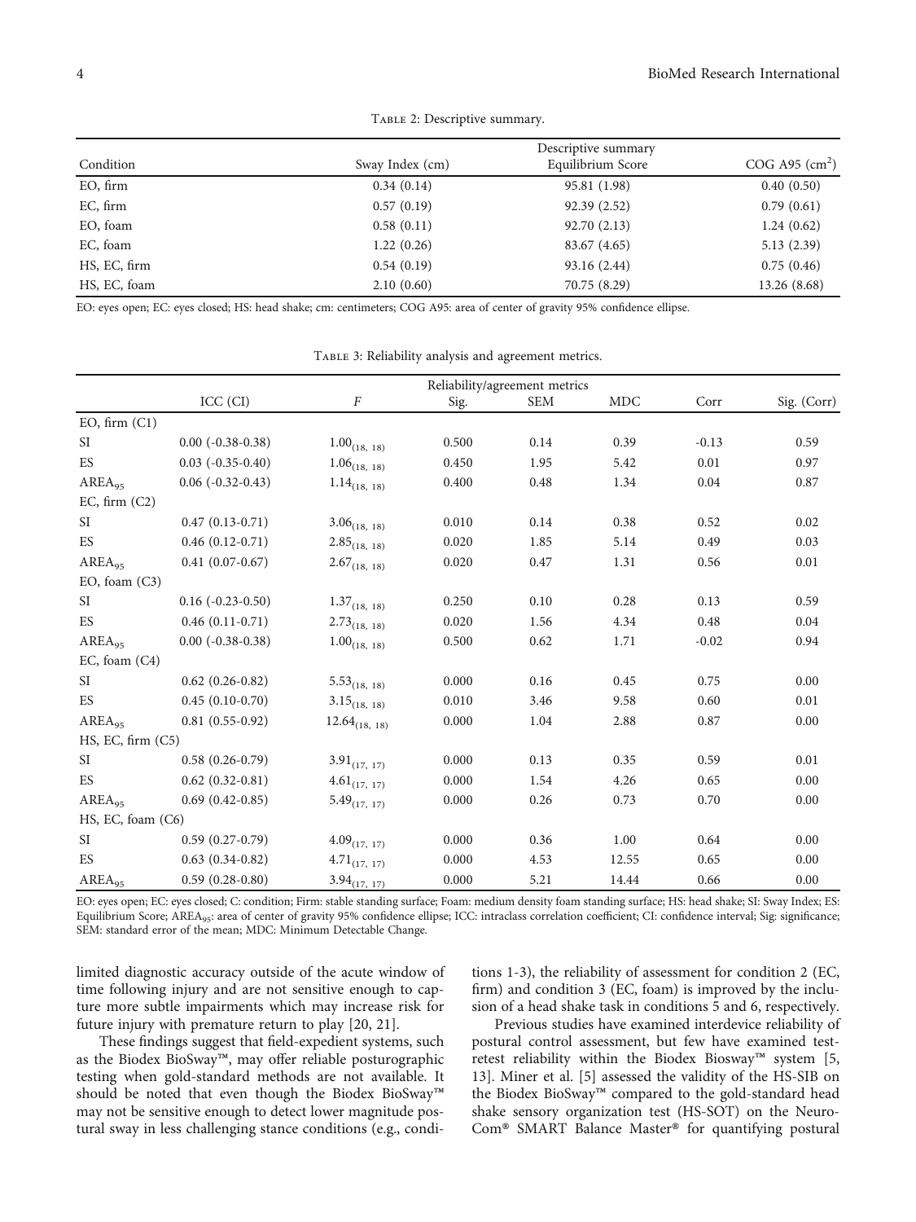Table 2: Descriptive summary.

| Condition | Descriptive summary | | |
|---|---|---|---|
| | Sway Index (cm) | Equilibrium Score | COG A95 ($cm^2$) |
| EO, firm | 0.34 (0.14) | 95.81 (1.98) | 0.40 (0.50) |
| EC, firm | 0.57 (0.19) | 92.39 (2.52) | 0.79 (0.61) |
| EO, foam | 0.58 (0.11) | 92.70 (2.13) | 1.24 (0.62) |
| EC, foam | 1.22 (0.26) | 83.67 (4.65) | 5.13 (2.39) |
| HS, EC, firm | 0.54 (0.19) | 93.16 (2.44) | 0.75 (0.46) |
| HS, EC, foam | 2.10 (0.60) | 70.75 (8.29) | 13.26 (8.68) |

EO: eyes open; EC: eyes closed; HS: head shake; cm: centimeters; COG A95: area of center of gravity 95% confidence ellipse.

Table 3: Reliability analysis and agreement metrics.

| | Reliability/agreement metrics | | | | | | |
|---|---|---|---|---|---|---|---|
| | ICC (CI) | $F$ | Sig. | SEM | MDC | Corr | Sig. (Corr) |
| EO, firm (C1) | | | | | | | |
| SI | 0.00 (-0.38-0.38) | $1.00_{(18, 18)}$ | 0.500 | 0.14 | 0.39 | -0.13 | 0.59 |
| ES | 0.03 (-0.35-0.40) | $1.06_{(18, 18)}$ | 0.450 | 1.95 | 5.42 | 0.01 | 0.97 |
| $AREA_{95}$ | 0.06 (-0.32-0.43) | $1.14_{(18, 18)}$ | 0.400 | 0.48 | 1.34 | 0.04 | 0.87 |
| EC, firm (C2) | | | | | | | |
| SI | 0.47 (0.13-0.71) | $3.06_{(18, 18)}$ | 0.010 | 0.14 | 0.38 | 0.52 | 0.02 |
| ES | 0.46 (0.12-0.71) | $2.85_{(18, 18)}$ | 0.020 | 1.85 | 5.14 | 0.49 | 0.03 |
| $AREA_{95}$ | 0.41 (0.07-0.67) | $2.67_{(18, 18)}$ | 0.020 | 0.47 | 1.31 | 0.56 | 0.01 |
| EO, foam (C3) | | | | | | | |
| SI | 0.16 (-0.23-0.50) | $1.37_{(18, 18)}$ | 0.250 | 0.10 | 0.28 | 0.13 | 0.59 |
| ES | 0.46 (0.11-0.71) | $2.73_{(18, 18)}$ | 0.020 | 1.56 | 4.34 | 0.48 | 0.04 |
| $AREA_{95}$ | 0.00 (-0.38-0.38) | $1.00_{(18, 18)}$ | 0.500 | 0.62 | 1.71 | -0.02 | 0.94 |
| EC, foam (C4) | | | | | | | |
| SI | 0.62 (0.26-0.82) | $5.53_{(18, 18)}$ | 0.000 | 0.16 | 0.45 | 0.75 | 0.00 |
| ES | 0.45 (0.10-0.70) | $3.15_{(18, 18)}$ | 0.010 | 3.46 | 9.58 | 0.60 | 0.01 |
| $AREA_{95}$ | 0.81 (0.55-0.92) | $12.64_{(18, 18)}$ | 0.000 | 1.04 | 2.88 | 0.87 | 0.00 |
| HS, EC, firm (C5) | | | | | | | |
| SI | 0.58 (0.26-0.79) | $3.91_{(17, 17)}$ | 0.000 | 0.13 | 0.35 | 0.59 | 0.01 |
| ES | 0.62 (0.32-0.81) | $4.61_{(17, 17)}$ | 0.000 | 1.54 | 4.26 | 0.65 | 0.00 |
| $AREA_{95}$ | 0.69 (0.42-0.85) | $5.49_{(17, 17)}$ | 0.000 | 0.26 | 0.73 | 0.70 | 0.00 |
| HS, EC, foam (C6) | | | | | | | |
| SI | 0.59 (0.27-0.79) | $4.09_{(17, 17)}$ | 0.000 | 0.36 | 1.00 | 0.64 | 0.00 |
| ES | 0.63 (0.34-0.82) | $4.71_{(17, 17)}$ | 0.000 | 4.53 | 12.55 | 0.65 | 0.00 |
| $AREA_{95}$ | 0.59 (0.28-0.80) | $3.94_{(17, 17)}$ | 0.000 | 5.21 | 14.44 | 0.66 | 0.00 |

EO: eyes open; EC: eyes closed; C: condition; Firm: stable standing surface; Foam: medium density foam standing surface; HS: head shake; SI: Sway Index; ES: Equilibrium Score; $AREA_{95}$: area of center of gravity 95% confidence ellipse; ICC: intraclass correlation coefficient; CI: confidence interval; Sig: significance; SEM: standard error of the mean; MDC: Minimum Detectable Change.

limited diagnostic accuracy outside of the acute window of time following injury and are not sensitive enough to capture more subtle impairments which may increase risk for future injury with premature return to play [20, 21].

These findings suggest that field-expedient systems, such as the Biodex BioSway™, may offer reliable posturographic testing when gold-standard methods are not available. It should be noted that even though the Biodex BioSway™ may not be sensitive enough to detect lower magnitude postural sway in less challenging stance conditions (e.g., conditions 1-3), the reliability of assessment for condition 2 (EC, firm) and condition 3 (EC, foam) is improved by the inclusion of a head shake task in conditions 5 and 6, respectively.

Previous studies have examined interdevice reliability of postural control assessment, but few have examined test-retest reliability within the Biodex Biosway™ system [5, 13]. Miner et al. [5] assessed the validity of the HS-SIB on the Biodex BioSway™ compared to the gold-standard head shake sensory organization test (HS-SOT) on the NeuroCom® SMART Balance Master® for quantifying postural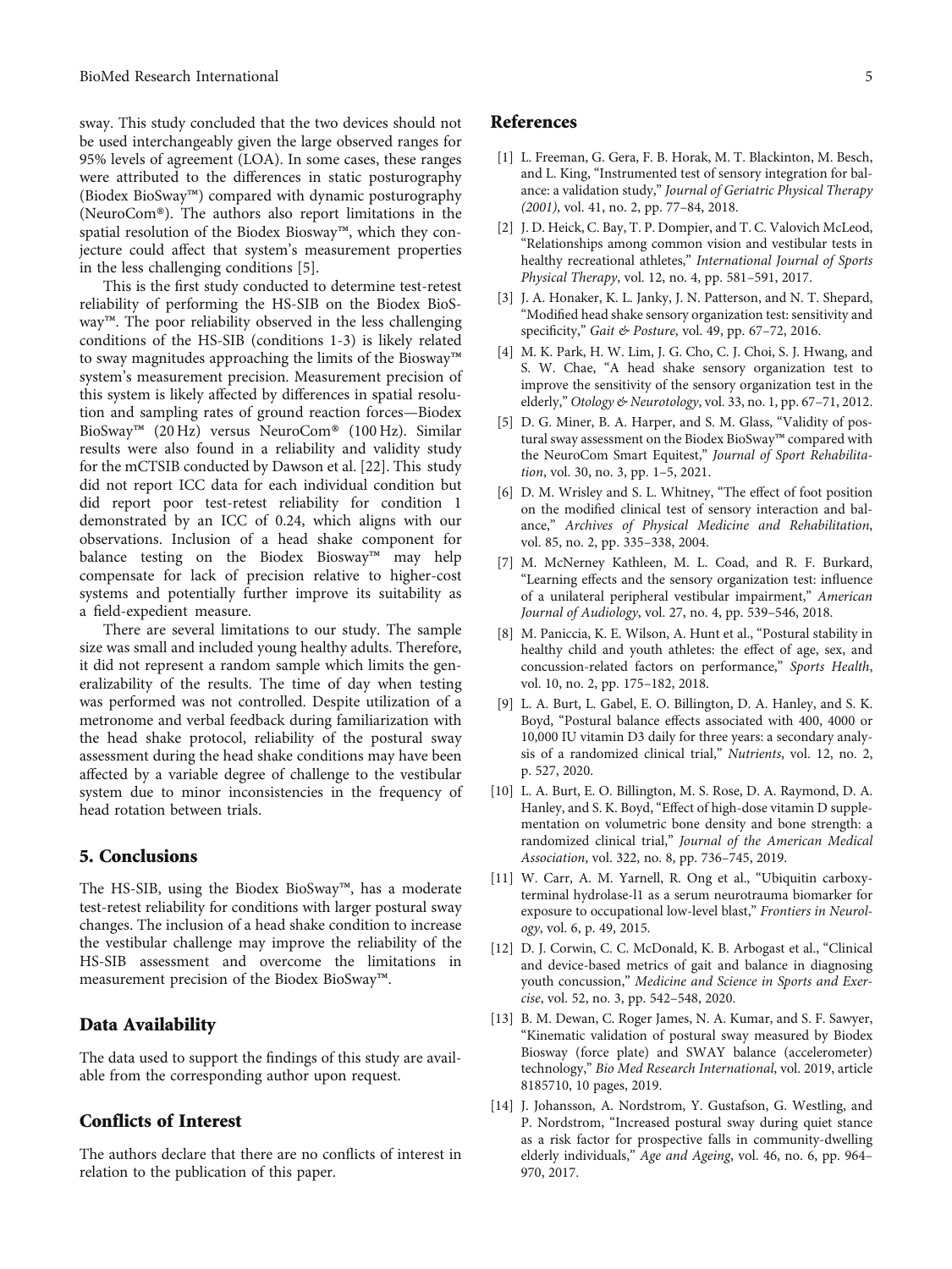sway. This study concluded that the two devices should not be used interchangeably given the large observed ranges for 95% levels of agreement (LOA). In some cases, these ranges were attributed to the differences in static posturography (Biodex BioSway™) compared with dynamic posturography (NeuroCom®). The authors also report limitations in the spatial resolution of the Biodex Biosway™, which they conjecture could affect that system's measurement properties in the less challenging conditions [5].

This is the first study conducted to determine test-retest reliability of performing the HS-SIB on the Biodex BioSway™. The poor reliability observed in the less challenging conditions of the HS-SIB (conditions 1-3) is likely related to sway magnitudes approaching the limits of the Biosway™ system's measurement precision. Measurement precision of this system is likely affected by differences in spatial resolution and sampling rates of ground reaction forces—Biodex BioSway™ (20 Hz) versus NeuroCom® (100 Hz). Similar results were also found in a reliability and validity study for the mCTSIB conducted by Dawson et al. [22]. This study did not report ICC data for each individual condition but did report poor test-retest reliability for condition 1 demonstrated by an ICC of 0.24, which aligns with our observations. Inclusion of a head shake component for balance testing on the Biodex Biosway™ may help compensate for lack of precision relative to higher-cost systems and potentially further improve its suitability as a field-expedient measure.

There are several limitations to our study. The sample size was small and included young healthy adults. Therefore, it did not represent a random sample which limits the generalizability of the results. The time of day when testing was performed was not controlled. Despite utilization of a metronome and verbal feedback during familiarization with the head shake protocol, reliability of the postural sway assessment during the head shake conditions may have been affected by a variable degree of challenge to the vestibular system due to minor inconsistencies in the frequency of head rotation between trials.

## 5. Conclusions

The HS-SIB, using the Biodex BioSway™, has a moderate test-retest reliability for conditions with larger postural sway changes. The inclusion of a head shake condition to increase the vestibular challenge may improve the reliability of the HS-SIB assessment and overcome the limitations in measurement precision of the Biodex BioSway™.

## Data Availability

The data used to support the findings of this study are available from the corresponding author upon request.

## Conflicts of Interest

The authors declare that there are no conflicts of interest in relation to the publication of this paper.

## References

[1] L. Freeman, G. Gera, F. B. Horak, M. T. Blackinton, M. Besch, and L. King, "Instrumented test of sensory integration for balance: a validation study," *Journal of Geriatric Physical Therapy (2001)*, vol. 41, no. 2, pp. 77–84, 2018.

[2] J. D. Heick, C. Bay, T. P. Dompier, and T. C. Valovich McLeod, "Relationships among common vision and vestibular tests in healthy recreational athletes," *International Journal of Sports Physical Therapy*, vol. 12, no. 4, pp. 581–591, 2017.

[3] J. A. Honaker, K. L. Janky, J. N. Patterson, and N. T. Shepard, "Modified head shake sensory organization test: sensitivity and specificity," *Gait & Posture*, vol. 49, pp. 67–72, 2016.

[4] M. K. Park, H. W. Lim, J. G. Cho, C. J. Choi, S. J. Hwang, and S. W. Chae, "A head shake sensory organization test to improve the sensitivity of the sensory organization test in the elderly," *Otology & Neurotology*, vol. 33, no. 1, pp. 67–71, 2012.

[5] D. G. Miner, B. A. Harper, and S. M. Glass, "Validity of postural sway assessment on the Biodex BioSway™ compared with the NeuroCom Smart Equitest," *Journal of Sport Rehabilitation*, vol. 30, no. 3, pp. 1–5, 2021.

[6] D. M. Wrisley and S. L. Whitney, "The effect of foot position on the modified clinical test of sensory interaction and balance," *Archives of Physical Medicine and Rehabilitation*, vol. 85, no. 2, pp. 335–338, 2004.

[7] M. McNerney Kathleen, M. L. Coad, and R. F. Burkard, "Learning effects and the sensory organization test: influence of a unilateral peripheral vestibular impairment," *American Journal of Audiology*, vol. 27, no. 4, pp. 539–546, 2018.

[8] M. Paniccia, K. E. Wilson, A. Hunt et al., "Postural stability in healthy child and youth athletes: the effect of age, sex, and concussion-related factors on performance," *Sports Health*, vol. 10, no. 2, pp. 175–182, 2018.

[9] L. A. Burt, L. Gabel, E. O. Billington, D. A. Hanley, and S. K. Boyd, "Postural balance effects associated with 400, 4000 or 10,000 IU vitamin D3 daily for three years: a secondary analysis of a randomized clinical trial," *Nutrients*, vol. 12, no. 2, p. 527, 2020.

[10] L. A. Burt, E. O. Billington, M. S. Rose, D. A. Raymond, D. A. Hanley, and S. K. Boyd, "Effect of high-dose vitamin D supplementation on volumetric bone density and bone strength: a randomized clinical trial," *Journal of the American Medical Association*, vol. 322, no. 8, pp. 736–745, 2019.

[11] W. Carr, A. M. Yarnell, R. Ong et al., "Ubiquitin carboxy-terminal hydrolase-l1 as a serum neurotrauma biomarker for exposure to occupational low-level blast," *Frontiers in Neurology*, vol. 6, p. 49, 2015.

[12] D. J. Corwin, C. C. McDonald, K. B. Arbogast et al., "Clinical and device-based metrics of gait and balance in diagnosing youth concussion," *Medicine and Science in Sports and Exercise*, vol. 52, no. 3, pp. 542–548, 2020.

[13] B. M. Dewan, C. Roger James, N. A. Kumar, and S. F. Sawyer, "Kinematic validation of postural sway measured by Biodex Biosway (force plate) and SWAY balance (accelerometer) technology," *Bio Med Research International*, vol. 2019, article 8185710, 10 pages, 2019.

[14] J. Johansson, A. Nordstrom, Y. Gustafson, G. Westling, and P. Nordstrom, "Increased postural sway during quiet stance as a risk factor for prospective falls in community-dwelling elderly individuals," *Age and Ageing*, vol. 46, no. 6, pp. 964–970, 2017.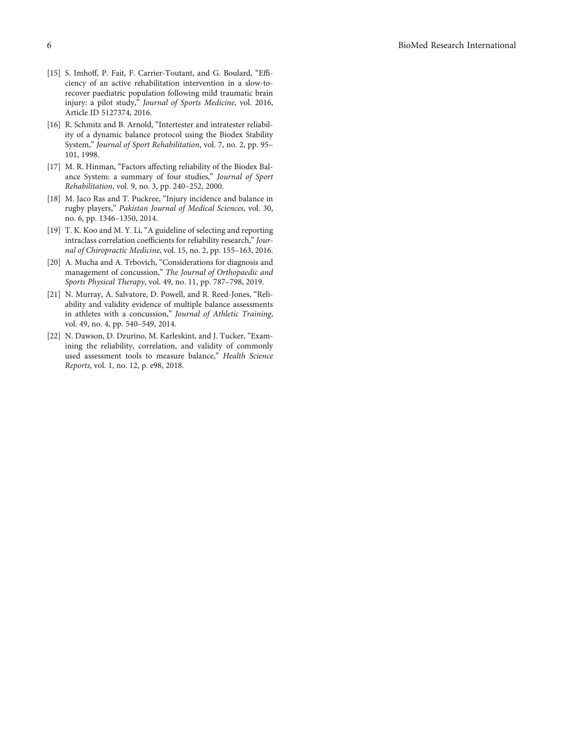[15] S. Imhoff, P. Fait, F. Carrier-Toutant, and G. Boulard, "Efficiency of an active rehabilitation intervention in a slow-to-recover paediatric population following mild traumatic brain injury: a pilot study," *Journal of Sports Medicine*, vol. 2016, Article ID 5127374, 2016.

[16] R. Schmitz and B. Arnold, "Intertester and intratester reliability of a dynamic balance protocol using the Biodex Stability System," *Journal of Sport Rehabilitation*, vol. 7, no. 2, pp. 95–101, 1998.

[17] M. R. Hinman, "Factors affecting reliability of the Biodex Balance System: a summary of four studies," *Journal of Sport Rehabilitation*, vol. 9, no. 3, pp. 240–252, 2000.

[18] M. Jaco Ras and T. Puckree, "Injury incidence and balance in rugby players," *Pakistan Journal of Medical Sciences*, vol. 30, no. 6, pp. 1346–1350, 2014.

[19] T. K. Koo and M. Y. Li, "A guideline of selecting and reporting intraclass correlation coefficients for reliability research," *Journal of Chiropractic Medicine*, vol. 15, no. 2, pp. 155–163, 2016.

[20] A. Mucha and A. Trbovich, "Considerations for diagnosis and management of concussion," *The Journal of Orthopaedic and Sports Physical Therapy*, vol. 49, no. 11, pp. 787–798, 2019.

[21] N. Murray, A. Salvatore, D. Powell, and R. Reed-Jones, "Reliability and validity evidence of multiple balance assessments in athletes with a concussion," *Journal of Athletic Training*, vol. 49, no. 4, pp. 540–549, 2014.

[22] N. Dawson, D. Dzurino, M. Karleskint, and J. Tucker, "Examining the reliability, correlation, and validity of commonly used assessment tools to measure balance," *Health Science Reports*, vol. 1, no. 12, p. e98, 2018.